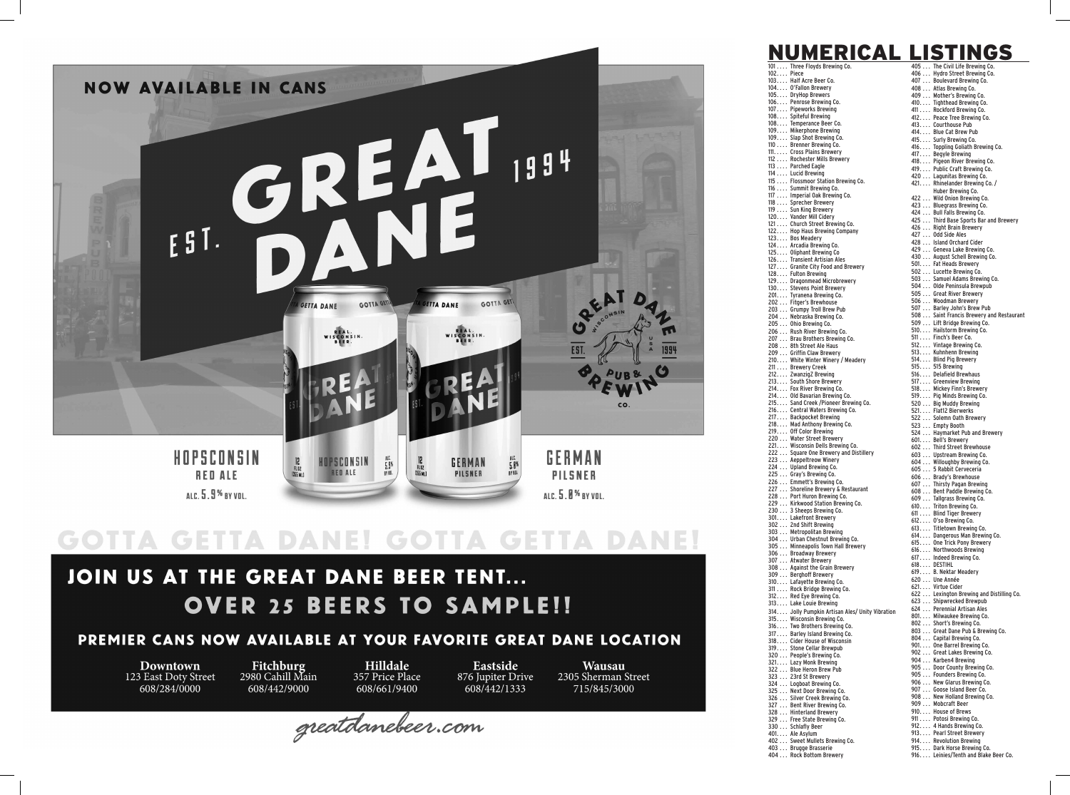NOW AVAILABLE IN CANS

EST. GREAT DANE 1994

HOPSCONSIN
RED ALE
ALC. 5.9% BY VOL.

GERMAN
PILSNER
ALC. 5.8% BY VOL.

GOTTA GETTA DANE! GOTTA GETTA DANE!

## JOIN US AT THE GREAT DANE BEER TENT... OVER 25 BEERS TO SAMPLE!!

### PREMIER CANS NOW AVAILABLE AT YOUR FAVORITE GREAT DANE LOCATION

**Downtown**
123 East Doty Street
608/284/0000

**Fitchburg**
2980 Cahill Main
608/442/9000

**Hilldale**
357 Price Place
608/661/9400

**Eastside**
876 Jupiter Drive
608/442/1333

**Wausau**
2305 Sherman Street
715/845/3000

greatdanebeer.com

# NUMERICAL LISTINGS

101 . . . . Three Floyds Brewing Co.
102 . . . . Piece
103 . . . . Half Acre Beer Co.
104 . . . . O'Fallon Brewery
105 . . . . DryHop Brewers
106 . . . . Penrose Brewing Co.
107 . . . . Pipeworks Brewing
108 . . . . Spiteful Brewing
108 . . . . Temperance Beer Co.
109 . . . . Mikerphone Brewing
109 . . . . Slap Shot Brewing Co.
110 . . . . Brenner Brewing Co.
111 . . . . Cross Plains Brewery
112 . . . . Rochester Mills Brewery
113 . . . . Parched Eagle
114 . . . . Lucid Brewing
115 . . . . Flossmoor Station Brewing Co.
116 . . . . Summit Brewing Co.
117 . . . . Imperial Oak Brewing Co.
118 . . . . Sprecher Brewery
119 . . . . Sun King Brewery
120 . . . . Vander Mill Cidery
121 . . . . Church Street Brewing Co.
122 . . . . Hop Haus Brewing Company
123 . . . . Bos Meadery
124 . . . . Arcadia Brewing Co.
125 . . . . Oliphant Brewing Co
126 . . . . Transient Artisian Ales
127 . . . . Granite City Food and Brewery
128 . . . . Fulton Brewing
129 . . . . Dragonmead Microbrewery
130 . . . . Stevens Point Brewery
201 . . . . Tyranena Brewing Co.
202 . . . Fitger's Brewhouse
203 . . . Grumpy Troll Brew Pub
204 . . . Nebraska Brewing Co.
205 . . . Ohio Brewing Co.
206 . . . Rush River Brewing Co.
207 . . . Brau Brothers Brewing Co.
208 . . . 8th Street Ale Haus
209 . . . Griffin Claw Brewery
210 . . . . White Winter Winery / Meadery
211 . . . . Brewery Creek
212 . . . . ZwanzigZ Brewing
213 . . . . South Shore Brewery
214 . . . . Fox River Brewing Co.
214 . . . . Old Bavarian Brewing Co.
215 . . . . Sand Creek /Pioneer Brewing Co.
216 . . . . Central Waters Brewing Co.
217 . . . . Backpocket Brewing
218 . . . . Mad Anthony Brewing Co.
219 . . . . Off Color Brewing
220 . . . Water Street Brewery
221 . . . . Wisconsin Dells Brewing Co.
222 . . . Square One Brewery and Distillery
223 . . . Aeppeltreow Winery
224 . . . Upland Brewing Co.
225 . . . Gray's Brewing Co.
226 . . . Emmett's Brewing Co.
227 . . . Shoreline Brewery & Restaurant
228 . . . Port Huron Brewing Co.
229 . . . Kirkwood Station Brewing Co.
230 . . . 3 Sheeps Brewing Co.
301 . . . . Lakefront Brewery
302 . . . 2nd Shift Brewing
303 . . . Metropolitan Brewing
304 . . . Urban Chestnut Brewing Co.
305 . . . Minneapolis Town Hall Brewery
306 . . . Broadway Brewery
307 . . . Atwater Brewery
308 . . . Against the Grain Brewery
309 . . . Berghoff Brewery
310 . . . . Lafayette Brewing Co.
311 . . . . Rock Bridge Brewing Co.
312 . . . . Red Eye Brewing Co.
313 . . . . Lake Louie Brewing
314 . . . . Jolly Pumpkin Artisan Ales/ Unity Vibration
315 . . . . Wisconsin Brewing Co.
316 . . . . Two Brothers Brewing Co.
317 . . . . Barley Island Brewing Co.
318 . . . . Cider House of Wisconsin
319 . . . . Stone Cellar Brewpub
320 . . . People's Brewing Co.
321 . . . . Lazy Monk Brewing
322 . . . Blue Heron Brew Pub
323 . . . 23rd St Brewery
324 . . . Logboat Brewing Co.
325 . . . Next Door Brewing Co.
326 . . . Silver Creek Brewing Co.
327 . . . Bent River Brewing Co.
328 . . . Hinterland Brewery
329 . . . Free State Brewing Co.
330 . . . Schlafly Beer
401 . . . . Ale Asylum
402 . . . Sweet Mullets Brewing Co.
403 . . . Brugge Brasserie
404 . . . Rock Bottom Brewery
405 . . . The Civil Life Brewing Co.
406 . . . Hydro Street Brewing Co.
407 . . . Boulevard Brewing Co.
408 . . . Atlas Brewing Co.
409 . . . Mother's Brewing Co.
410 . . . . Tighthead Brewing Co.
411 . . . . Rockford Brewing Co.
412 . . . . Peace Tree Brewing Co.
413 . . . . Courthouse Pub
414 . . . . Blue Cat Brew Pub
415 . . . . Surly Brewing Co.
416 . . . . Toppling Goliath Brewing Co.
417 . . . . Begyle Brewing
418 . . . . Pigeon River Brewing Co.
419 . . . . Public Craft Brewing Co.
420 . . . Lagunitas Brewing Co.
421 . . . . Rhinelander Brewing Co. / Huber Brewing Co.
422 . . . Wild Onion Brewing Co.
423 . . . Bluegrass Brewing Co.
424 . . . Bull Falls Brewing Co.
425 . . . Third Base Sports Bar and Brewery
426 . . . Right Brain Brewery
427 . . . Odd Side Ales
428 . . . Island Orchard Cider
429 . . . Geneva Lake Brewing Co.
430 . . . August Schell Brewing Co.
501 . . . . Fat Heads Brewery
502 . . . Lucette Brewing Co.
503 . . . Samuel Adams Brewing Co.
504 . . . Olde Peninsula Brewpub
505 . . . Great River Brewery
506 . . . Woodman Brewery
507 . . . Barley John's Brew Pub
508 . . . Saint Francis Brewery and Restaurant
509 . . . Lift Bridge Brewing Co.
510 . . . . Hailstorm Brewing Co.
511 . . . . Finch's Beer Co.
512 . . . . Vintage Brewing Co.
513 . . . . Kuhnhenn Brewing
514 . . . . Blind Pig Brewery
515 . . . . 515 Brewing
516 . . . . Delafield Brewhaus
517 . . . . Greenview Brewing
518 . . . . Mickey Finn's Brewery
519 . . . . Pig Minds Brewing Co.
520 . . . Big Muddy Brewing
521 . . . . Flat12 Bierwerks
522 . . . Solemn Oath Brewery
523 . . . Empty Booth
524 . . . Haymarket Pub and Brewery
601 . . . . Bell's Brewery
602 . . . Third Street Brewhouse
603 . . . Upstream Brewing Co.
604 . . . Willoughby Brewing Co.
605 . . . 5 Rabbit Cerveceria
606 . . . Brady's Brewhouse
607 . . . Thirsty Pagan Brewing
608 . . . Bent Paddle Brewing Co.
609 . . . Tallgrass Brewing Co.
610 . . . . Triton Brewing Co.
611 . . . . Blind Tiger Brewery
612 . . . . O'so Brewing Co.
613 . . . . Titletown Brewing Co.
614 . . . . Dangerous Man Brewing Co.
615 . . . . One Trick Pony Brewery
616 . . . . Northwoods Brewing
617 . . . . Indeed Brewing Co.
618 . . . . DESTIHL
619 . . . . B. Nektar Meadery
620 . . . Une Année
621 . . . . Virtue Cider
622 . . . Lexington Brewing and Distilling Co.
623 . . . Shipwrecked Brewpub
624 . . . Perennial Artisan Ales
801 . . . . Milwaukee Brewing Co.
802 . . . Short's Brewing Co.
803 . . . Great Dane Pub & Brewing Co.
804 . . . Capital Brewing Co.
901 . . . . One Barrel Brewing Co.
902 . . . Great Lakes Brewing Co.
904 . . . Karben4 Brewing
905 . . . Door County Brewing Co.
905 . . . Founders Brewing Co.
906 . . . New Glarus Brewing Co.
907 . . . Goose Island Beer Co.
908 . . . New Holland Brewing Co.
909 . . . Mobcraft Beer
910 . . . . House of Brews
911 . . . . Potosi Brewing Co.
912 . . . . 4 Hands Brewing Co.
913 . . . . Pearl Street Brewery
914 . . . . Revolution Brewing
915 . . . . Dark Horse Brewing Co.
916 . . . . Leinies/Tenth and Blake Beer Co.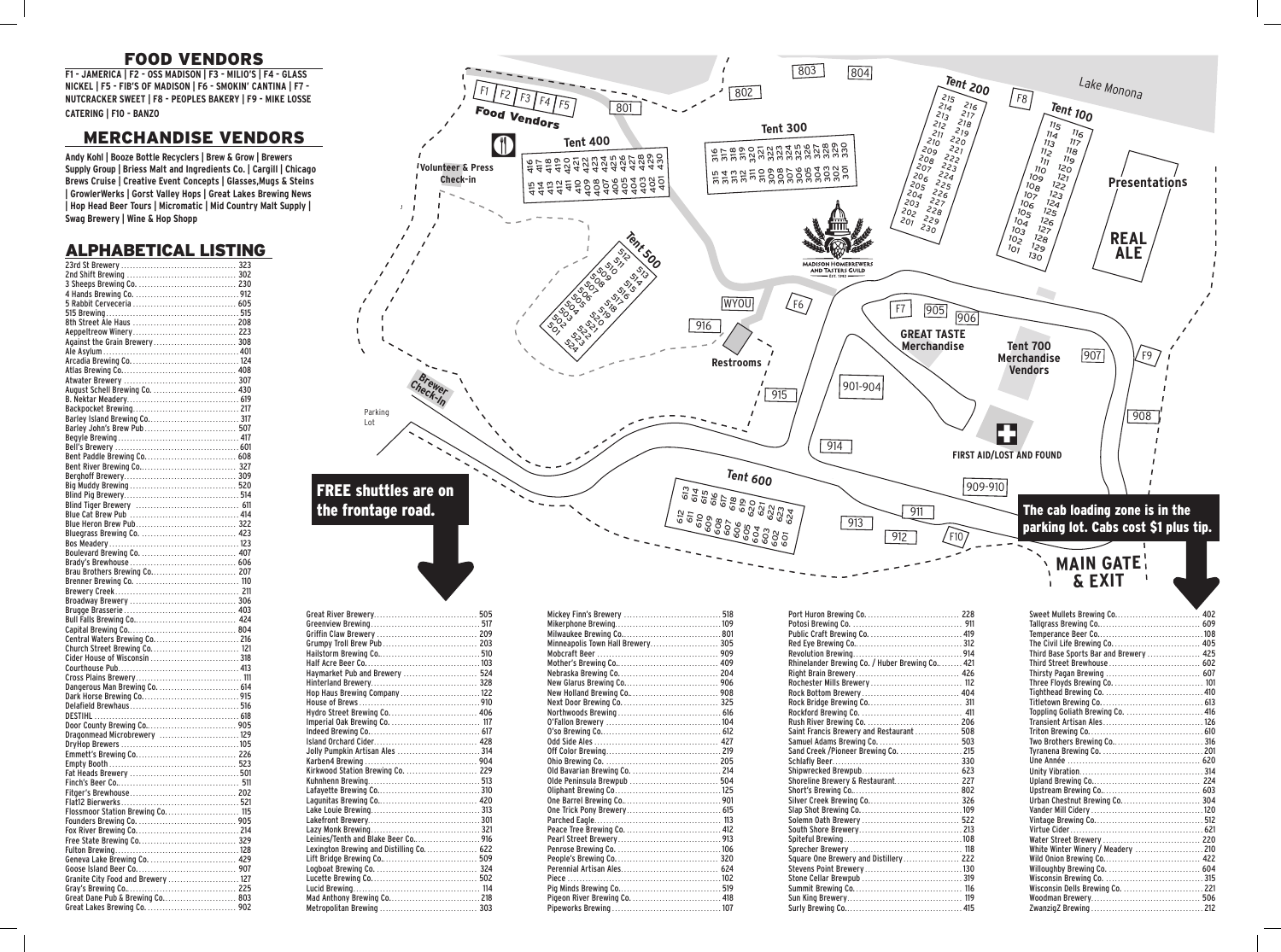## FOOD VENDORS

**F1 – JAMERICA | F2 – OSS MADISON | F3 – MILIO'S | F4 – GLASS NICKEL | F5 – FIB'S OF MADISON | F6 – SMOKIN' CANTINA | F7 – NUTCRACKER SWEET | F8 – PEOPLES BAKERY | F9 – MIKE LOSSE CATERING | F10 – BANZO**

## MERCHANDISE VENDORS

**Andy Kohl | Booze Bottle Recyclers | Brew & Grow | Brewers Supply Group | Briess Malt and Ingredients Co. | Cargill | Chicago Brews Cruise | Creative Event Concepts | Glasses,Mugs & Steins | GrowlerWerks | Gorst Valley Hops | Great Lakes Brewing News | Hop Head Beer Tours | Micromatic | Mid Country Malt Supply | Swag Brewery | Wine & Hop Shopp**

## ALPHABETICAL LISTING

23rd St Brewery .... 323
2nd Shift Brewing .... 302
3 Sheeps Brewing Co. .... 230
4 Hands Brewing Co. .... 912
5 Rabbit Cerveceria .... 605
515 Brewing .... 515
8th Street Ale Haus .... 208
Aeppeltreow Winery .... 223
Against the Grain Brewery .... 308
Ale Asylum .... 401
Arcadia Brewing Co. .... 124
Atlas Brewing Co. .... 408
Atwater Brewery .... 307
August Schell Brewing Co. .... 430
B. Nektar Meadery .... 619
Backpocket Brewing .... 217
Barley Island Brewing Co. .... 317
Barley John's Brew Pub .... 507
Begyle Brewing .... 417
Bell's Brewery .... 601
Bent Paddle Brewing Co. .... 608
Bent River Brewing Co. .... 327
Berghoff Brewery .... 309
Big Muddy Brewing .... 520
Blind Pig Brewery .... 514
Blind Tiger Brewery .... 611
Blue Cat Brew Pub .... 414
Blue Heron Brew Pub .... 322
Bluegrass Brewing Co. .... 423
Bos Meadery .... 123
Boulevard Brewing Co. .... 407
Brady's Brewhouse .... 606
Brau Brothers Brewing Co. .... 207
Brenner Brewing Co. .... 110
Brewery Creek .... 211
Broadway Brewery .... 306
Brugge Brasserie .... 403
Bull Falls Brewing Co. .... 424
Capital Brewing Co. .... 804
Central Waters Brewing Co. .... 216
Church Street Brewing Co. .... 121
Cider House of Wisconsin .... 318
Courthouse Pub .... 413
Cross Plains Brewery .... 111
Dangerous Man Brewing Co. .... 614
Dark Horse Brewing Co. .... 915
Delafield Brewhaus .... 516
DESTIHL .... 618
Door County Brewing Co. .... 905
Dragonmead Microbrewery .... 129
DryHop Brewers .... 105
Emmett's Brewing Co. .... 226
Empty Booth .... 523
Fat Heads Brewery .... 501
Finch's Beer Co. .... 511
Fitger's Brewhouse .... 202
Flat12 Bierwerks .... 521
Flossmoor Station Brewing Co. .... 115
Founders Brewing Co. .... 905
Fox River Brewing Co. .... 214
Free State Brewing Co. .... 329
Fulton Brewing .... 128
Geneva Lake Brewing Co. .... 429
Goose Island Beer Co. .... 907
Granite City Food and Brewery .... 127
Gray's Brewing Co. .... 225
Great Dane Pub & Brewing Co. .... 803
Great Lakes Brewing Co. .... 902
Great River Brewery .... 505
Greenview Brewing .... 517
Griffin Claw Brewery .... 209
Grumpy Troll Brew Pub .... 203
Hailstorm Brewing Co. .... 510
Half Acre Beer Co. .... 103
Haymarket Pub and Brewery .... 524
Hinterland Brewery .... 328
Hop Haus Brewing Company .... 122
House of Brews .... 910
Hydro Street Brewing Co. .... 406
Imperial Oak Brewing Co. .... 117
Indeed Brewing Co. .... 617
Island Orchard Cider .... 428
Jolly Pumpkin Artisan Ales .... 314
Karben4 Brewing .... 904
Kirkwood Station Brewing Co. .... 229
Kuhnhenn Brewing .... 513
Lafayette Brewing Co. .... 310
Lagunitas Brewing Co. .... 420
Lake Louie Brewing .... 313
Lakefront Brewery .... 301
Lazy Monk Brewing .... 321
Leinies/Tenth and Blake Beer Co. .... 916
Lexington Brewing and Distilling Co. .... 622
Lift Bridge Brewing Co. .... 509
Logboat Brewing Co. .... 324
Lucette Brewing Co. .... 502
Lucid Brewing .... 114
Mad Anthony Brewing Co. .... 218
Metropolitan Brewing .... 303
Mickey Finn's Brewery .... 518
Mikerphone Brewing .... 109
Milwaukee Brewing Co. .... 801
Minneapolis Town Hall Brewery .... 305
Mobcraft Beer .... 909
Mother's Brewing Co. .... 409
Nebraska Brewing Co. .... 204
New Glarus Brewing Co. .... 906
New Holland Brewing Co. .... 908
Next Door Brewing Co. .... 325
Northwoods Brewing .... 616
O'Fallon Brewery .... 104
O'so Brewing Co. .... 612
Odd Side Ales .... 427
Off Color Brewing .... 219
Ohio Brewing Co. .... 205
Old Bavarian Brewing Co. .... 214
Olde Peninsula Brewpub .... 504
Oliphant Brewing Co. .... 125
One Barrel Brewing Co. .... 901
One Trick Pony Brewery .... 615
Parched Eagle .... 113
Peace Tree Brewing Co. .... 412
Pearl Street Brewery .... 913
Penrose Brewing Co. .... 106
People's Brewing Co. .... 320
Perennial Artisan Ales .... 624
Piece .... 102
Pig Minds Brewing Co. .... 519
Pigeon River Brewing Co. .... 418
Pipeworks Brewing .... 107
Port Huron Brewing Co. .... 228
Potosi Brewing Co. .... 911
Public Craft Brewing Co. .... 419
Red Eye Brewing Co. .... 312
Revolution Brewing .... 914
Rhinelander Brewing Co. / Huber Brewing Co. .... 421
Right Brain Brewery .... 426
Rochester Mills Brewery .... 112
Rock Bottom Brewery .... 404
Rock Bridge Brewing Co. .... 311
Rockford Brewing Co. .... 411
Rush River Brewing Co. .... 206
Saint Francis Brewery and Restaurant .... 508
Samuel Adams Brewing Co. .... 503
Sand Creek /Pioneer Brewing Co. .... 215
Schlafly Beer .... 330
Shipwrecked Brewpub .... 623
Shoreline Brewery & Restaurant .... 227
Short's Brewing Co. .... 802
Silver Creek Brewing Co. .... 326
Slap Shot Brewing Co. .... 109
Solemn Oath Brewery .... 522
South Shore Brewery .... 213
Spiteful Brewing .... 108
Sprecher Brewery .... 118
Square One Brewery and Distillery .... 222
Stevens Point Brewery .... 130
Stone Cellar Brewpub .... 319
Summit Brewing Co. .... 116
Sun King Brewery .... 119
Surly Brewing Co. .... 415
Sweet Mullets Brewing Co. .... 402
Tallgrass Brewing Co. .... 609
Temperance Beer Co. .... 108
The Civil Life Brewing Co. .... 405
Third Base Sports Bar and Brewery .... 425
Third Street Brewhouse .... 602
Thirsty Pagan Brewing .... 607
Three Floyds Brewing Co. .... 101
Tighthead Brewing Co. .... 410
Titletown Brewing Co. .... 613
Toppling Goliath Brewing Co. .... 416
Transient Artisan Ales .... 126
Triton Brewing Co. .... 610
Two Brothers Brewing Co. .... 316
Tyranena Brewing Co. .... 201
Une Année .... 620
Unity Vibration .... 314
Upland Brewing Co. .... 224
Upstream Brewing Co. .... 603
Urban Chestnut Brewing Co. .... 304
Vander Mill Cidery .... 120
Vintage Brewing Co. .... 512
Virtue Cider .... 621
Water Street Brewery .... 220
White Winter Winery / Meadery .... 210
Wild Onion Brewing Co. .... 422
Willoughby Brewing Co. .... 604
Wisconsin Brewing Co. .... 315
Wisconsin Dells Brewing Co. .... 221
Woodman Brewery .... 506
ZwanzigZ Brewing .... 212

**FREE shuttles are on the frontage road.**

**The cab loading zone is in the parking lot. Cabs cost $1 plus tip.**

Food Vendors
F1 F2 F3 F4 F5
801
802
803
804
Tent 400
Tent 300
Tent 200
Tent 100
Lake Monona
F8
Volunteer & Press Check-in
Presentations
REAL ALE
Tent 500
MADISON HOMEBREWERS AND TASTERS GUILD
WYOU
F6
F7
905
906
916
GREAT TASTE Merchandise
Tent 700 Merchandise Vendors
907
F9
Restrooms
Brewer Check-in
Parking Lot
915
901-904
908
914
FIRST AID/LOST AND FOUND
Tent 600
909-910
911
913
912
F10
MAIN GATE & EXIT